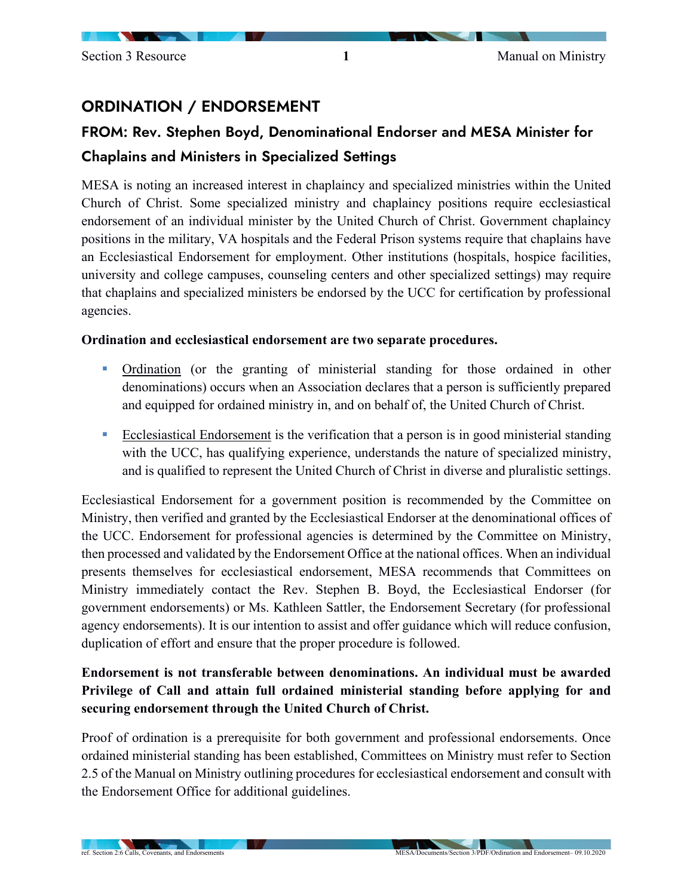# ORDINATION / ENDORSEMENT

## FROM: Rev. Stephen Boyd, Denominational Endorser and MESA Minister for Chaplains and Ministers in Specialized Settings

MESA is noting an increased interest in chaplaincy and specialized ministries within the United Church of Christ. Some specialized ministry and chaplaincy positions require ecclesiastical endorsement of an individual minister by the United Church of Christ. Government chaplaincy positions in the military, VA hospitals and the Federal Prison systems require that chaplains have an Ecclesiastical Endorsement for employment. Other institutions (hospitals, hospice facilities, university and college campuses, counseling centers and other specialized settings) may require that chaplains and specialized ministers be endorsed by the UCC for certification by professional agencies.

**Ordination and ecclesiastical endorsement are two separate procedures.**

- <u>Ordination</u> (or the granting of ministerial standing for those ordained in other denominations) occurs when an Association declares that a person is sufficiently prepared and equipped for ordained ministry in, and on behalf of, the United Church of Christ.
- <u>Ecclesiastical Endorsement</u> is the verification that a person is in good ministerial standing with the UCC, has qualifying experience, understands the nature of specialized ministry, and is qualified to represent the United Church of Christ in diverse and pluralistic settings.

Ecclesiastical Endorsement for a government position is recommended by the Committee on Ministry, then verified and granted by the Ecclesiastical Endorser at the denominational offices of the UCC. Endorsement for professional agencies is determined by the Committee on Ministry, then processed and validated by the Endorsement Office at the national offices. When an individual presents themselves for ecclesiastical endorsement, MESA recommends that Committees on Ministry immediately contact the Rev. Stephen B. Boyd, the Ecclesiastical Endorser (for government endorsements) or Ms. Kathleen Sattler, the Endorsement Secretary (for professional agency endorsements). It is our intention to assist and offer guidance which will reduce confusion, duplication of effort and ensure that the proper procedure is followed.

**Endorsement is not transferable between denominations. An individual must be awarded Privilege of Call and attain full ordained ministerial standing before applying for and securing endorsement through the United Church of Christ.**

Proof of ordination is a prerequisite for both government and professional endorsements. Once ordained ministerial standing has been established, Committees on Ministry must refer to Section 2.5 of the Manual on Ministry outlining procedures for ecclesiastical endorsement and consult with the Endorsement Office for additional guidelines.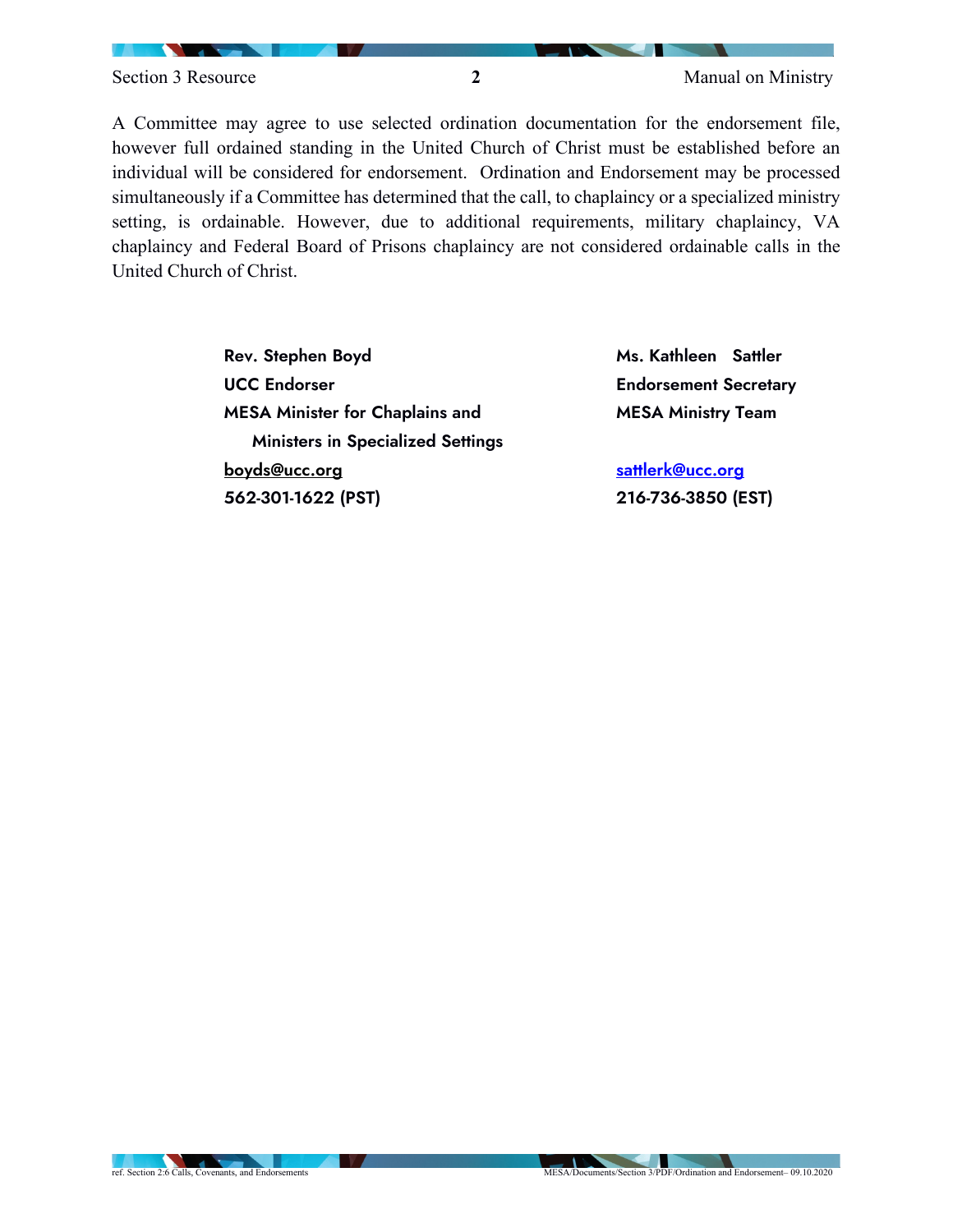A Committee may agree to use selected ordination documentation for the endorsement file, however full ordained standing in the United Church of Christ must be established before an individual will be considered for endorsement. Ordination and Endorsement may be processed simultaneously if a Committee has determined that the call, to chaplaincy or a specialized ministry setting, is ordainable. However, due to additional requirements, military chaplaincy, VA chaplaincy and Federal Board of Prisons chaplaincy are not considered ordainable calls in the United Church of Christ.

**Rev. Stephen Boyd**
**UCC Endorser**
**MESA Minister for Chaplains and Ministers in Specialized Settings**
**boyds@ucc.org**
**562-301-1622 (PST)**

**Ms. Kathleen Sattler**
**Endorsement Secretary**
**MESA Ministry Team**
**sattlerk@ucc.org**
**216-736-3850 (EST)**